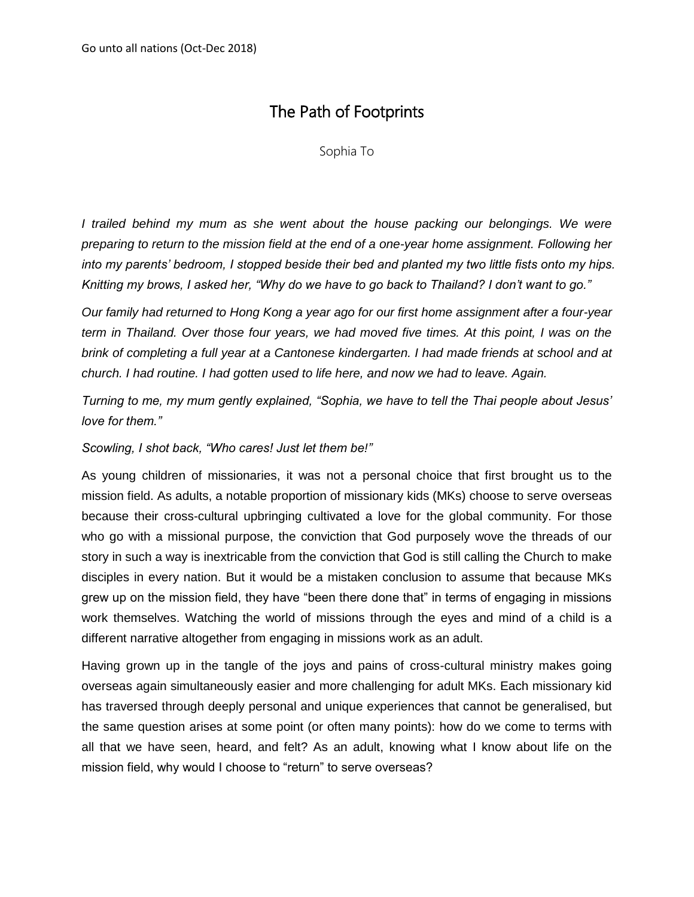# The Path of Footprints

Sophia To

*I trailed behind my mum as she went about the house packing our belongings. We were preparing to return to the mission field at the end of a one-year home assignment. Following her into my parents' bedroom, I stopped beside their bed and planted my two little fists onto my hips. Knitting my brows, I asked her, "Why do we have to go back to Thailand? I don't want to go."*

*Our family had returned to Hong Kong a year ago for our first home assignment after a four-year term in Thailand. Over those four years, we had moved five times. At this point, I was on the brink of completing a full year at a Cantonese kindergarten. I had made friends at school and at church. I had routine. I had gotten used to life here, and now we had to leave. Again.*

*Turning to me, my mum gently explained, "Sophia, we have to tell the Thai people about Jesus' love for them."*

*Scowling, I shot back, "Who cares! Just let them be!"*

As young children of missionaries, it was not a personal choice that first brought us to the mission field. As adults, a notable proportion of missionary kids (MKs) choose to serve overseas because their cross-cultural upbringing cultivated a love for the global community. For those who go with a missional purpose, the conviction that God purposely wove the threads of our story in such a way is inextricable from the conviction that God is still calling the Church to make disciples in every nation. But it would be a mistaken conclusion to assume that because MKs grew up on the mission field, they have "been there done that" in terms of engaging in missions work themselves. Watching the world of missions through the eyes and mind of a child is a different narrative altogether from engaging in missions work as an adult.

Having grown up in the tangle of the joys and pains of cross-cultural ministry makes going overseas again simultaneously easier and more challenging for adult MKs. Each missionary kid has traversed through deeply personal and unique experiences that cannot be generalised, but the same question arises at some point (or often many points): how do we come to terms with all that we have seen, heard, and felt? As an adult, knowing what I know about life on the mission field, why would I choose to "return" to serve overseas?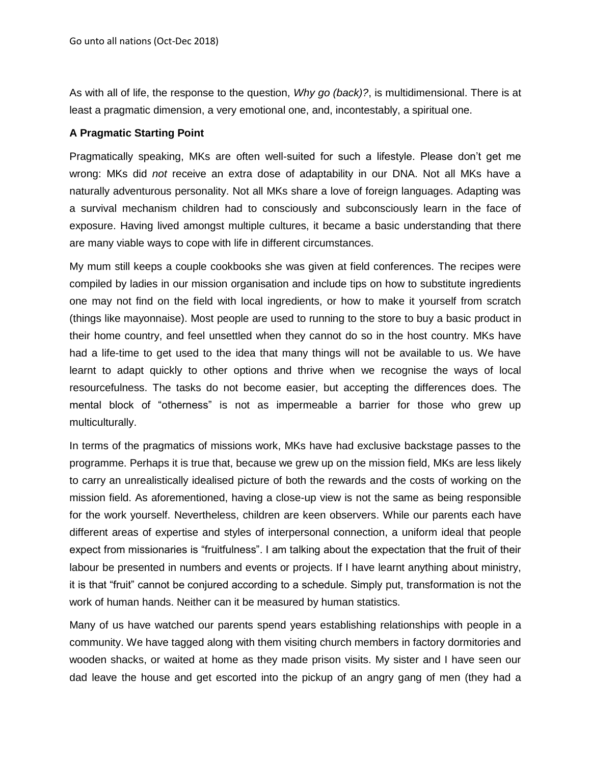As with all of life, the response to the question, *Why go (back)?*, is multidimensional. There is at least a pragmatic dimension, a very emotional one, and, incontestably, a spiritual one.

**A Pragmatic Starting Point**

Pragmatically speaking, MKs are often well-suited for such a lifestyle. Please don't get me wrong: MKs did *not* receive an extra dose of adaptability in our DNA. Not all MKs have a naturally adventurous personality. Not all MKs share a love of foreign languages. Adapting was a survival mechanism children had to consciously and subconsciously learn in the face of exposure. Having lived amongst multiple cultures, it became a basic understanding that there are many viable ways to cope with life in different circumstances.

My mum still keeps a couple cookbooks she was given at field conferences. The recipes were compiled by ladies in our mission organisation and include tips on how to substitute ingredients one may not find on the field with local ingredients, or how to make it yourself from scratch (things like mayonnaise). Most people are used to running to the store to buy a basic product in their home country, and feel unsettled when they cannot do so in the host country. MKs have had a life-time to get used to the idea that many things will not be available to us. We have learnt to adapt quickly to other options and thrive when we recognise the ways of local resourcefulness. The tasks do not become easier, but accepting the differences does. The mental block of "otherness" is not as impermeable a barrier for those who grew up multiculturally.

In terms of the pragmatics of missions work, MKs have had exclusive backstage passes to the programme. Perhaps it is true that, because we grew up on the mission field, MKs are less likely to carry an unrealistically idealised picture of both the rewards and the costs of working on the mission field. As aforementioned, having a close-up view is not the same as being responsible for the work yourself. Nevertheless, children are keen observers. While our parents each have different areas of expertise and styles of interpersonal connection, a uniform ideal that people expect from missionaries is "fruitfulness". I am talking about the expectation that the fruit of their labour be presented in numbers and events or projects. If I have learnt anything about ministry, it is that "fruit" cannot be conjured according to a schedule. Simply put, transformation is not the work of human hands. Neither can it be measured by human statistics.

Many of us have watched our parents spend years establishing relationships with people in a community. We have tagged along with them visiting church members in factory dormitories and wooden shacks, or waited at home as they made prison visits. My sister and I have seen our dad leave the house and get escorted into the pickup of an angry gang of men (they had a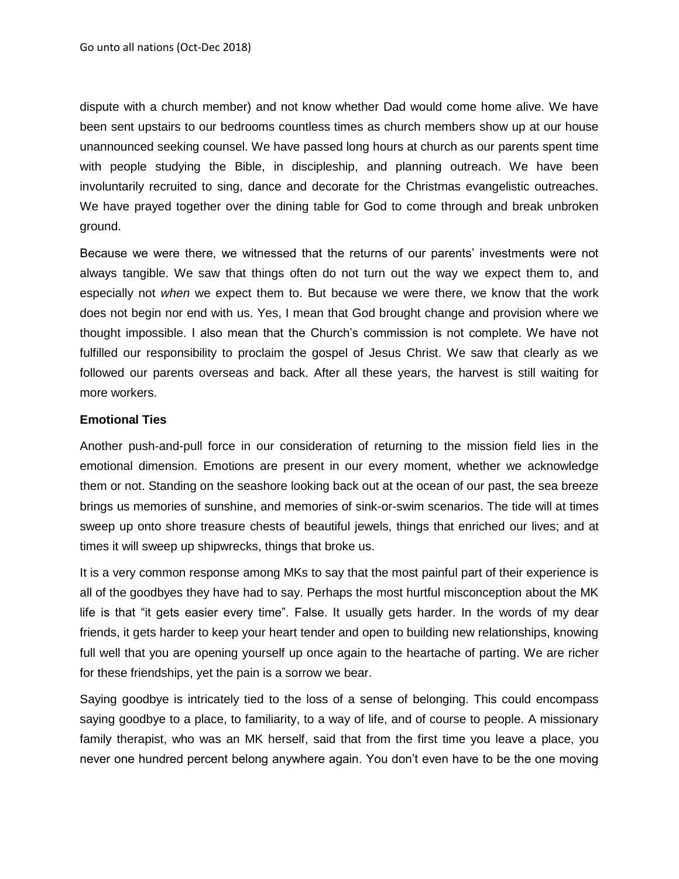dispute with a church member) and not know whether Dad would come home alive. We have been sent upstairs to our bedrooms countless times as church members show up at our house unannounced seeking counsel. We have passed long hours at church as our parents spent time with people studying the Bible, in discipleship, and planning outreach. We have been involuntarily recruited to sing, dance and decorate for the Christmas evangelistic outreaches. We have prayed together over the dining table for God to come through and break unbroken ground.

Because we were there, we witnessed that the returns of our parents' investments were not always tangible. We saw that things often do not turn out the way we expect them to, and especially not *when* we expect them to. But because we were there, we know that the work does not begin nor end with us. Yes, I mean that God brought change and provision where we thought impossible. I also mean that the Church's commission is not complete. We have not fulfilled our responsibility to proclaim the gospel of Jesus Christ. We saw that clearly as we followed our parents overseas and back. After all these years, the harvest is still waiting for more workers.

**Emotional Ties**

Another push-and-pull force in our consideration of returning to the mission field lies in the emotional dimension. Emotions are present in our every moment, whether we acknowledge them or not. Standing on the seashore looking back out at the ocean of our past, the sea breeze brings us memories of sunshine, and memories of sink-or-swim scenarios. The tide will at times sweep up onto shore treasure chests of beautiful jewels, things that enriched our lives; and at times it will sweep up shipwrecks, things that broke us.

It is a very common response among MKs to say that the most painful part of their experience is all of the goodbyes they have had to say. Perhaps the most hurtful misconception about the MK life is that "it gets easier every time". False. It usually gets harder. In the words of my dear friends, it gets harder to keep your heart tender and open to building new relationships, knowing full well that you are opening yourself up once again to the heartache of parting. We are richer for these friendships, yet the pain is a sorrow we bear.

Saying goodbye is intricately tied to the loss of a sense of belonging. This could encompass saying goodbye to a place, to familiarity, to a way of life, and of course to people. A missionary family therapist, who was an MK herself, said that from the first time you leave a place, you never one hundred percent belong anywhere again. You don't even have to be the one moving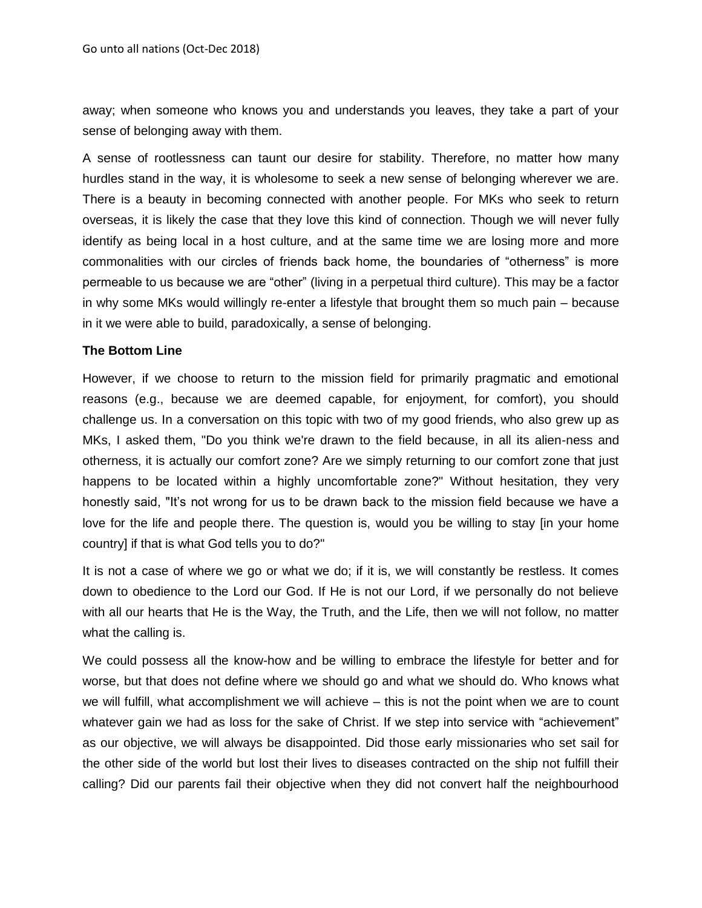away; when someone who knows you and understands you leaves, they take a part of your sense of belonging away with them.

A sense of rootlessness can taunt our desire for stability. Therefore, no matter how many hurdles stand in the way, it is wholesome to seek a new sense of belonging wherever we are. There is a beauty in becoming connected with another people. For MKs who seek to return overseas, it is likely the case that they love this kind of connection. Though we will never fully identify as being local in a host culture, and at the same time we are losing more and more commonalities with our circles of friends back home, the boundaries of "otherness" is more permeable to us because we are "other" (living in a perpetual third culture). This may be a factor in why some MKs would willingly re-enter a lifestyle that brought them so much pain – because in it we were able to build, paradoxically, a sense of belonging.

**The Bottom Line**

However, if we choose to return to the mission field for primarily pragmatic and emotional reasons (e.g., because we are deemed capable, for enjoyment, for comfort), you should challenge us. In a conversation on this topic with two of my good friends, who also grew up as MKs, I asked them, "Do you think we're drawn to the field because, in all its alien-ness and otherness, it is actually our comfort zone? Are we simply returning to our comfort zone that just happens to be located within a highly uncomfortable zone?" Without hesitation, they very honestly said, "It's not wrong for us to be drawn back to the mission field because we have a love for the life and people there. The question is, would you be willing to stay [in your home country] if that is what God tells you to do?"

It is not a case of where we go or what we do; if it is, we will constantly be restless. It comes down to obedience to the Lord our God. If He is not our Lord, if we personally do not believe with all our hearts that He is the Way, the Truth, and the Life, then we will not follow, no matter what the calling is.

We could possess all the know-how and be willing to embrace the lifestyle for better and for worse, but that does not define where we should go and what we should do. Who knows what we will fulfill, what accomplishment we will achieve – this is not the point when we are to count whatever gain we had as loss for the sake of Christ. If we step into service with "achievement" as our objective, we will always be disappointed. Did those early missionaries who set sail for the other side of the world but lost their lives to diseases contracted on the ship not fulfill their calling? Did our parents fail their objective when they did not convert half the neighbourhood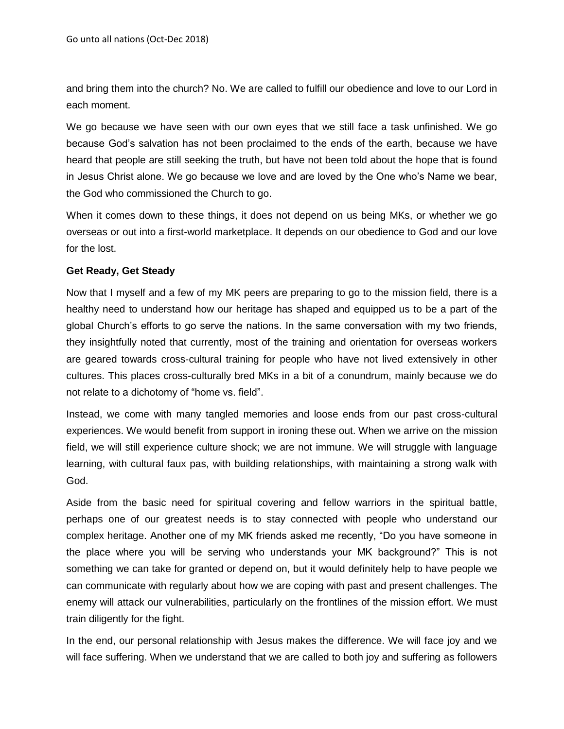and bring them into the church? No. We are called to fulfill our obedience and love to our Lord in each moment.

We go because we have seen with our own eyes that we still face a task unfinished. We go because God's salvation has not been proclaimed to the ends of the earth, because we have heard that people are still seeking the truth, but have not been told about the hope that is found in Jesus Christ alone. We go because we love and are loved by the One who's Name we bear, the God who commissioned the Church to go.

When it comes down to these things, it does not depend on us being MKs, or whether we go overseas or out into a first-world marketplace. It depends on our obedience to God and our love for the lost.

**Get Ready, Get Steady**

Now that I myself and a few of my MK peers are preparing to go to the mission field, there is a healthy need to understand how our heritage has shaped and equipped us to be a part of the global Church's efforts to go serve the nations. In the same conversation with my two friends, they insightfully noted that currently, most of the training and orientation for overseas workers are geared towards cross-cultural training for people who have not lived extensively in other cultures. This places cross-culturally bred MKs in a bit of a conundrum, mainly because we do not relate to a dichotomy of "home vs. field".

Instead, we come with many tangled memories and loose ends from our past cross-cultural experiences. We would benefit from support in ironing these out. When we arrive on the mission field, we will still experience culture shock; we are not immune. We will struggle with language learning, with cultural faux pas, with building relationships, with maintaining a strong walk with God.

Aside from the basic need for spiritual covering and fellow warriors in the spiritual battle, perhaps one of our greatest needs is to stay connected with people who understand our complex heritage. Another one of my MK friends asked me recently, "Do you have someone in the place where you will be serving who understands your MK background?" This is not something we can take for granted or depend on, but it would definitely help to have people we can communicate with regularly about how we are coping with past and present challenges. The enemy will attack our vulnerabilities, particularly on the frontlines of the mission effort. We must train diligently for the fight.

In the end, our personal relationship with Jesus makes the difference. We will face joy and we will face suffering. When we understand that we are called to both joy and suffering as followers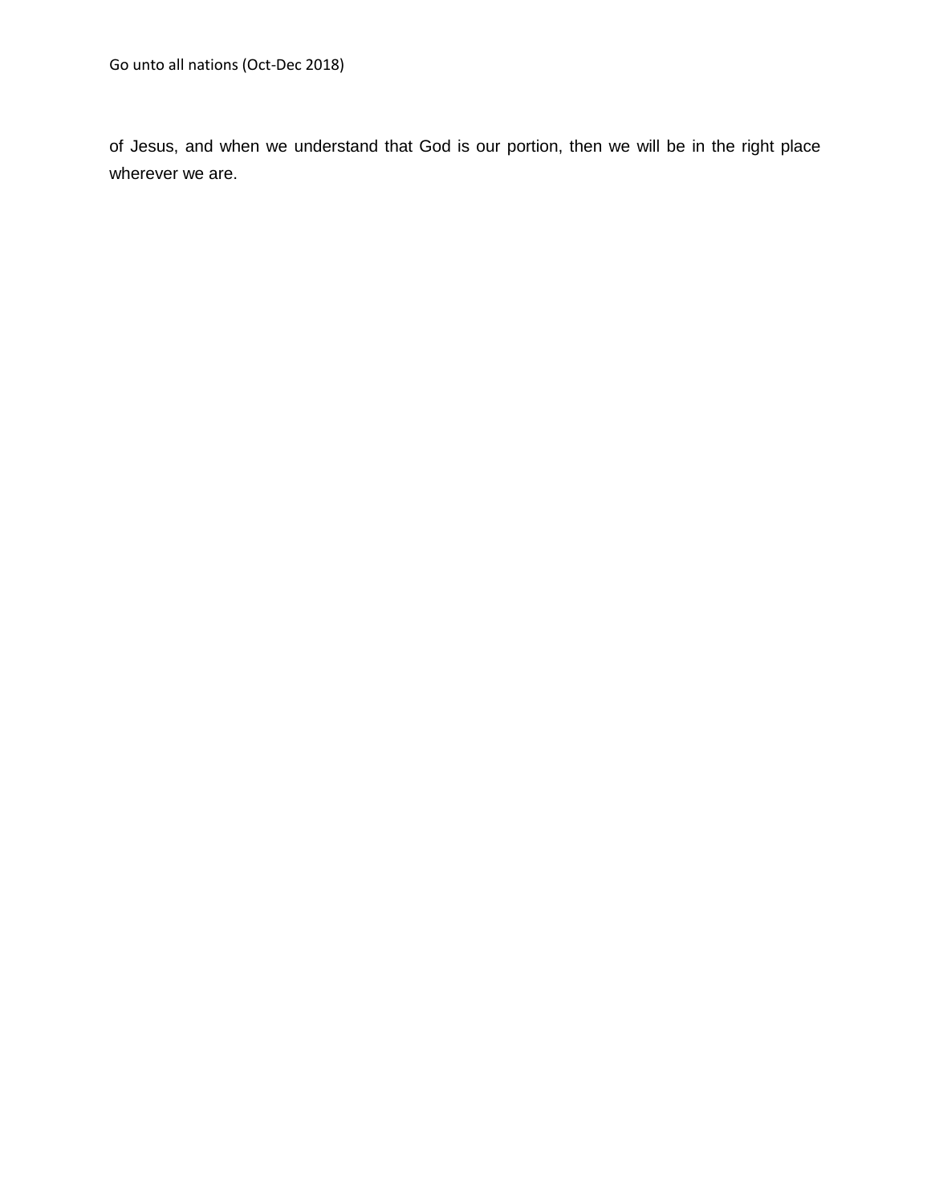of Jesus, and when we understand that God is our portion, then we will be in the right place wherever we are.